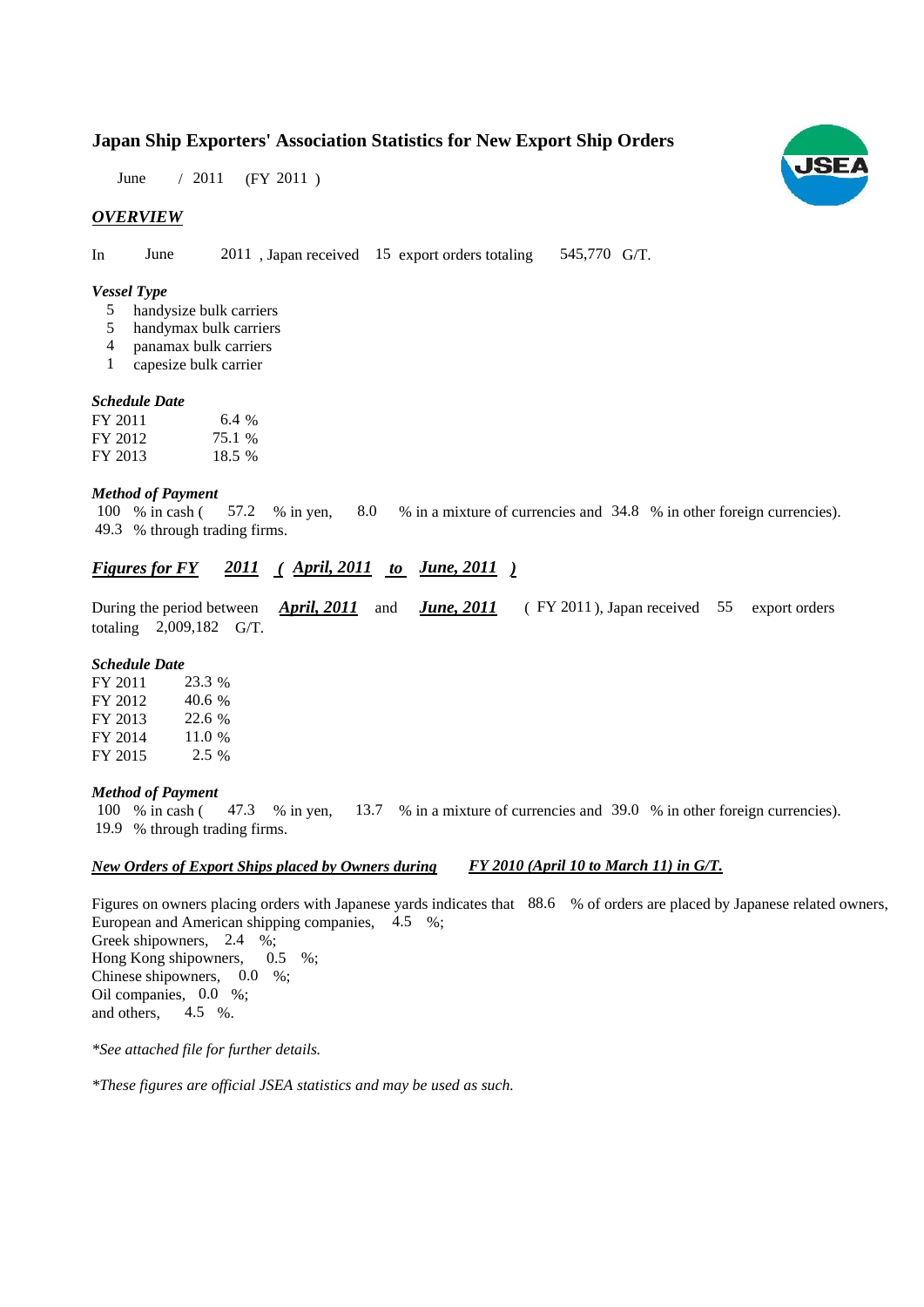# Japan Ship Exporters' Association Statistics for New Export Ship Orders

June / 2011 (FY 2011 )

## *OVERVIEW*

In June 2011 , Japan received 15 export orders totaling 545,770 G/T.

### *Vessel Type*

- 5 handysize bulk carriers
- 5 handymax bulk carriers
- 4 panamax bulk carriers
- 1 capesize bulk carrier

### *Schedule Date*

| | |
|---|---|
| FY 2011 | 6.4 % |
| FY 2012 | 75.1 % |
| FY 2013 | 18.5 % |

### *Method of Payment*

100 % in cash ( 57.2 % in yen, 8.0 % in a mixture of currencies and 34.8 % in other foreign currencies).
49.3 % through trading firms.

## *Figures for FY 2011 ( April, 2011 to June, 2011 )*

During the period between ***April, 2011*** and ***June, 2011*** ( FY 2011 ), Japan received 55 export orders totaling 2,009,182 G/T.

### *Schedule Date*

| | |
|---|---|
| FY 2011 | 23.3 % |
| FY 2012 | 40.6 % |
| FY 2013 | 22.6 % |
| FY 2014 | 11.0 % |
| FY 2015 | 2.5 % |

### *Method of Payment*

100 % in cash ( 47.3 % in yen, 13.7 % in a mixture of currencies and 39.0 % in other foreign currencies).
19.9 % through trading firms.

### *New Orders of Export Ships placed by Owners during FY 2010 (April 10 to March 11) in G/T.*

Figures on owners placing orders with Japanese yards indicates that 88.6 % of orders are placed by Japanese related owners,
European and American shipping companies, 4.5 %;
Greek shipowners, 2.4 %;
Hong Kong shipowners, 0.5 %;
Chinese shipowners, 0.0 %;
Oil companies, 0.0 %;
and others, 4.5 %.

*\*See attached file for further details.*

*\*These figures are official JSEA statistics and may be used as such.*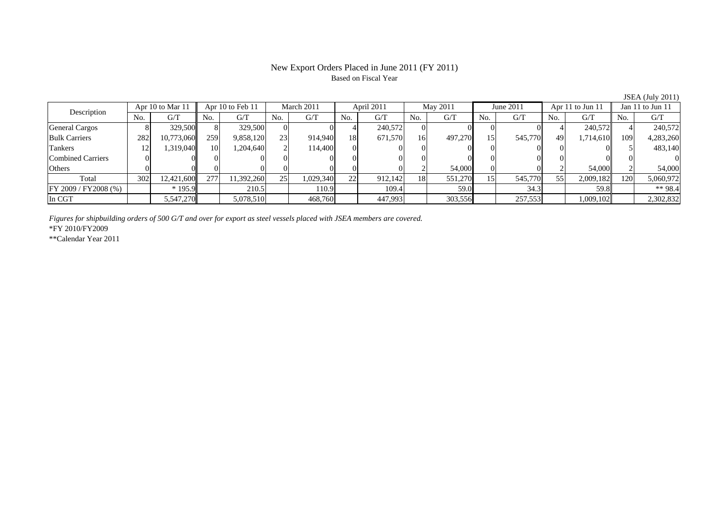# New Export Orders Placed in June 2011 (FY 2011)

Based on Fiscal Year

JSEA (July 2011)

| Description | Apr 10 to Mar 11 | | Apr 10 to Feb 11 | | March 2011 | | April 2011 | | May 2011 | | June 2011 | | Apr 11 to Jun 11 | | Jan 11 to Jun 11 | |
|---|---|---|---|---|---|---|---|---|---|---|---|---|---|---|---|---|
| | No. | G/T | No. | G/T | No. | G/T | No. | G/T | No. | G/T | No. | G/T | No. | G/T | No. | G/T |
| General Cargos | 8 | 329,500 | 8 | 329,500 | 0 | 0 | 4 | 240,572 | 0 | 0 | 0 | 0 | 4 | 240,572 | 4 | 240,572 |
| Bulk Carriers | 282 | 10,773,060 | 259 | 9,858,120 | 23 | 914,940 | 18 | 671,570 | 16 | 497,270 | 15 | 545,770 | 49 | 1,714,610 | 109 | 4,283,260 |
| Tankers | 12 | 1,319,040 | 10 | 1,204,640 | 2 | 114,400 | 0 | 0 | 0 | 0 | 0 | 0 | 0 | 0 | 5 | 483,140 |
| Combined Carriers | 0 | 0 | 0 | 0 | 0 | 0 | 0 | 0 | 0 | 0 | 0 | 0 | 0 | 0 | 0 | 0 |
| Others | 0 | 0 | 0 | 0 | 0 | 0 | 0 | 0 | 2 | 54,000 | 0 | 0 | 2 | 54,000 | 2 | 54,000 |
| Total | 302 | 12,421,600 | 277 | 11,392,260 | 25 | 1,029,340 | 22 | 912,142 | 18 | 551,270 | 15 | 545,770 | 55 | 2,009,182 | 120 | 5,060,972 |
| FY 2009 / FY2008 (%) | | * 195.9 | | 210.5 | | 110.9 | | 109.4 | | 59.0 | | 34.3 | | 59.8 | | ** 98.4 |
| In CGT | | 5,547,270 | | 5,078,510 | | 468,760 | | 447,993 | | 303,556 | | 257,553 | | 1,009,102 | | 2,302,832 |

*Figures for shipbuilding orders of 500 G/T and over for export as steel vessels placed with JSEA members are covered.*

*FY 2010/FY2009

**Calendar Year 2011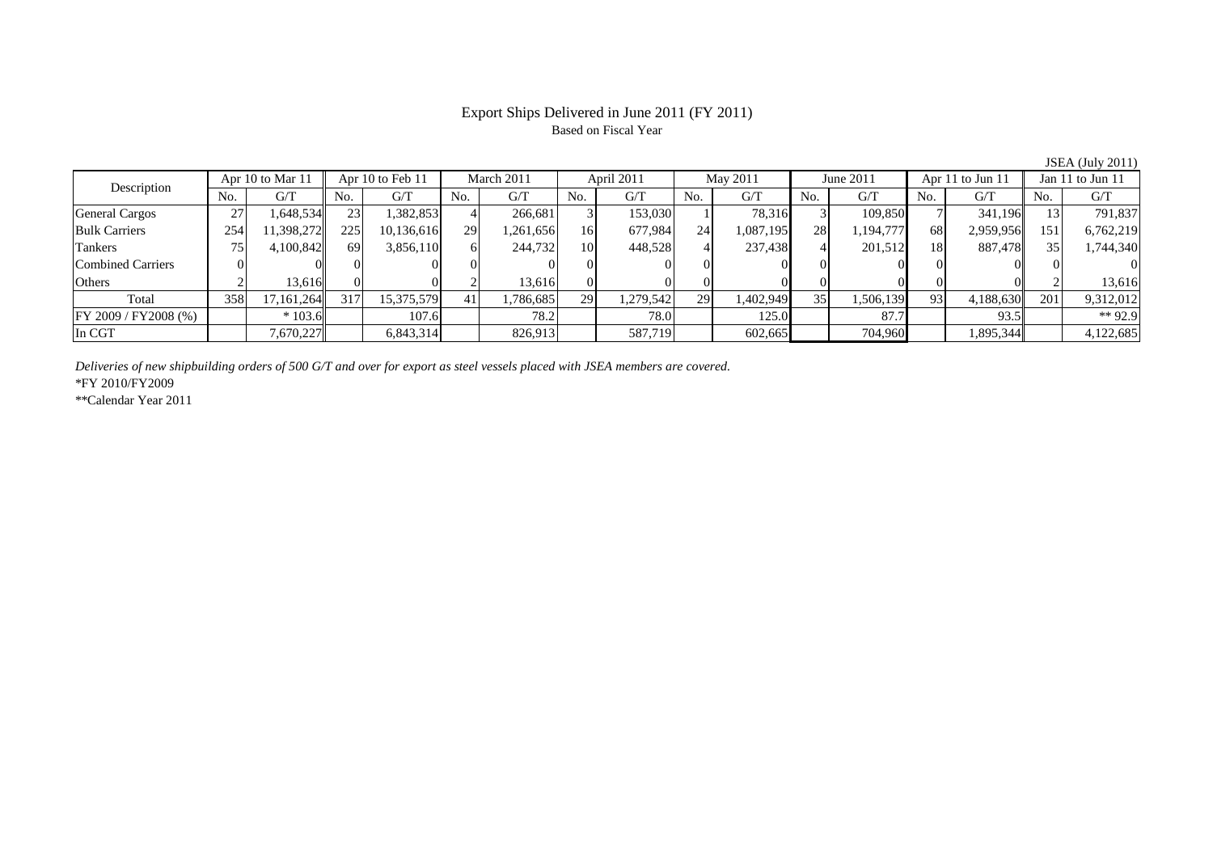# Export Ships Delivered in June 2011 (FY 2011)

Based on Fiscal Year

JSEA (July 2011)

| Description | Apr 10 to Mar 11 | | Apr 10 to Feb 11 | | March 2011 | | April 2011 | | May 2011 | | June 2011 | | Apr 11 to Jun 11 | | Jan 11 to Jun 11 | |
|---|---|---|---|---|---|---|---|---|---|---|---|---|---|---|---|---|
| | No. | G/T | No. | G/T | No. | G/T | No. | G/T | No. | G/T | No. | G/T | No. | G/T | No. | G/T |
| General Cargos | 27 | 1,648,534 | 23 | 1,382,853 | 4 | 266,681 | 3 | 153,030 | 1 | 78,316 | 3 | 109,850 | 7 | 341,196 | 13 | 791,837 |
| Bulk Carriers | 254 | 11,398,272 | 225 | 10,136,616 | 29 | 1,261,656 | 16 | 677,984 | 24 | 1,087,195 | 28 | 1,194,777 | 68 | 2,959,956 | 151 | 6,762,219 |
| Tankers | 75 | 4,100,842 | 69 | 3,856,110 | 6 | 244,732 | 10 | 448,528 | 4 | 237,438 | 4 | 201,512 | 18 | 887,478 | 35 | 1,744,340 |
| Combined Carriers | 0 | 0 | 0 | 0 | 0 | 0 | 0 | 0 | 0 | 0 | 0 | 0 | 0 | 0 | 0 | 0 |
| Others | 2 | 13,616 | 0 | 0 | 2 | 13,616 | 0 | 0 | 0 | 0 | 0 | 0 | 0 | 0 | 2 | 13,616 |
| Total | 358 | 17,161,264 | 317 | 15,375,579 | 41 | 1,786,685 | 29 | 1,279,542 | 29 | 1,402,949 | 35 | 1,506,139 | 93 | 4,188,630 | 201 | 9,312,012 |
| FY 2009 / FY2008 (%) | | * 103.6 | | 107.6 | | 78.2 | | 78.0 | | 125.0 | | 87.7 | | 93.5 | | ** 92.9 |
| In CGT | | 7,670,227 | | 6,843,314 | | 826,913 | | 587,719 | | 602,665 | | 704,960 | | 1,895,344 | | 4,122,685 |

*Deliveries of new shipbuilding orders of 500 G/T and over for export as steel vessels placed with JSEA members are covered.*

*FY 2010/FY2009

**Calendar Year 2011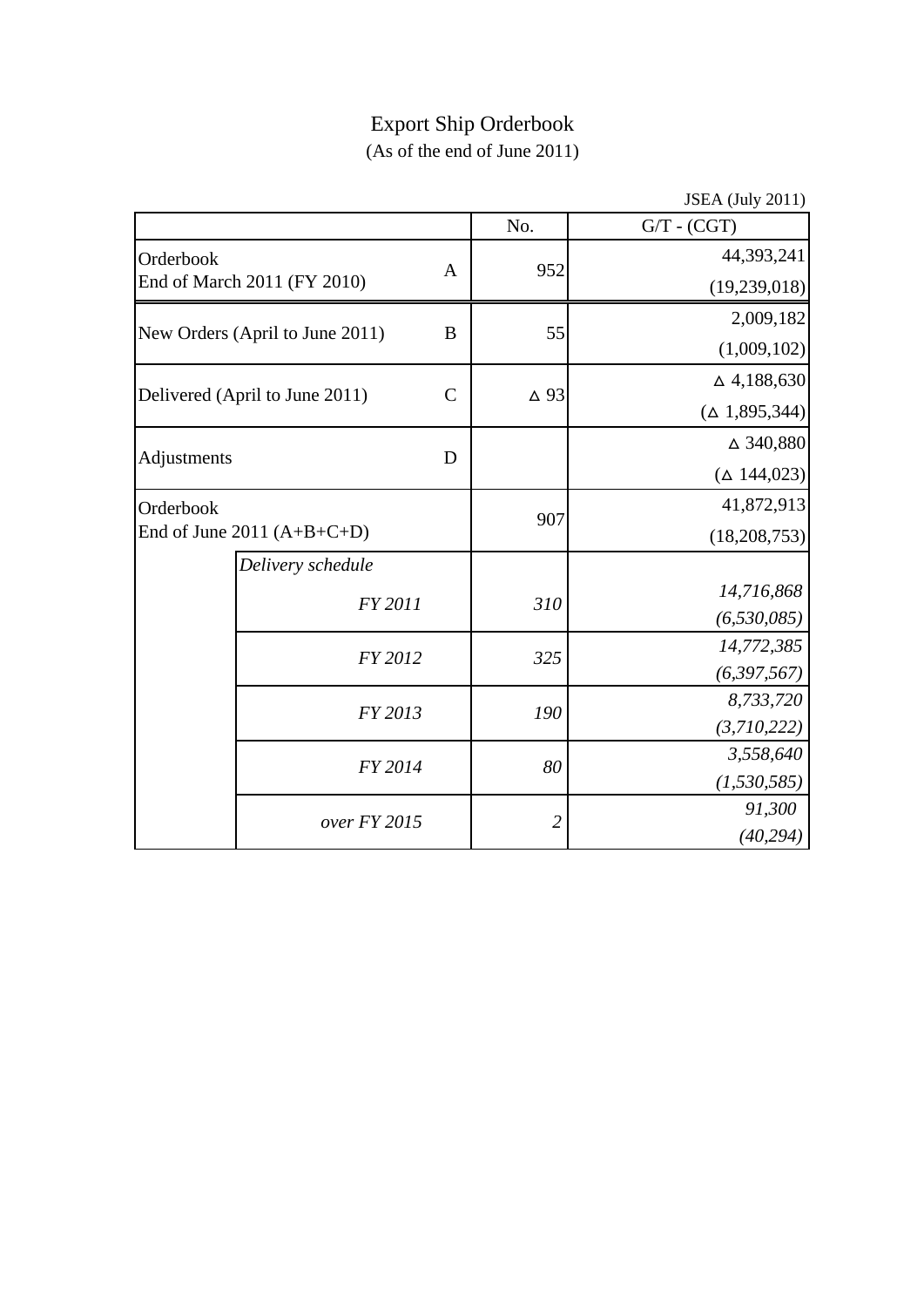# Export Ship Orderbook

(As of the end of June 2011)

JSEA (July 2011)

| | | | No. | G/T - (CGT) |
|---|---|---|---|---|
| Orderbook<br>End of March 2011 (FY 2010) | | A | 952 | 44,393,241<br>(19,239,018) |
| New Orders (April to June 2011) | | B | 55 | 2,009,182<br>(1,009,102) |
| Delivered (April to June 2011) | | C | △ 93 | △ 4,188,630<br>(△ 1,895,344) |
| Adjustments | | D | | △ 340,880<br>(△ 144,023) |
| Orderbook<br>End of June 2011 (A+B+C+D) | | | 907 | 41,872,913<br>(18,208,753) |
| | *Delivery schedule*<br>*FY 2011* | | *310* | *14,716,868*<br>*(6,530,085)* |
| | *FY 2012* | | *325* | *14,772,385*<br>*(6,397,567)* |
| | *FY 2013* | | *190* | *8,733,720*<br>*(3,710,222)* |
| | *FY 2014* | | *80* | *3,558,640*<br>*(1,530,585)* |
| | *over FY 2015* | | *2* | *91,300*<br>*(40,294)* |